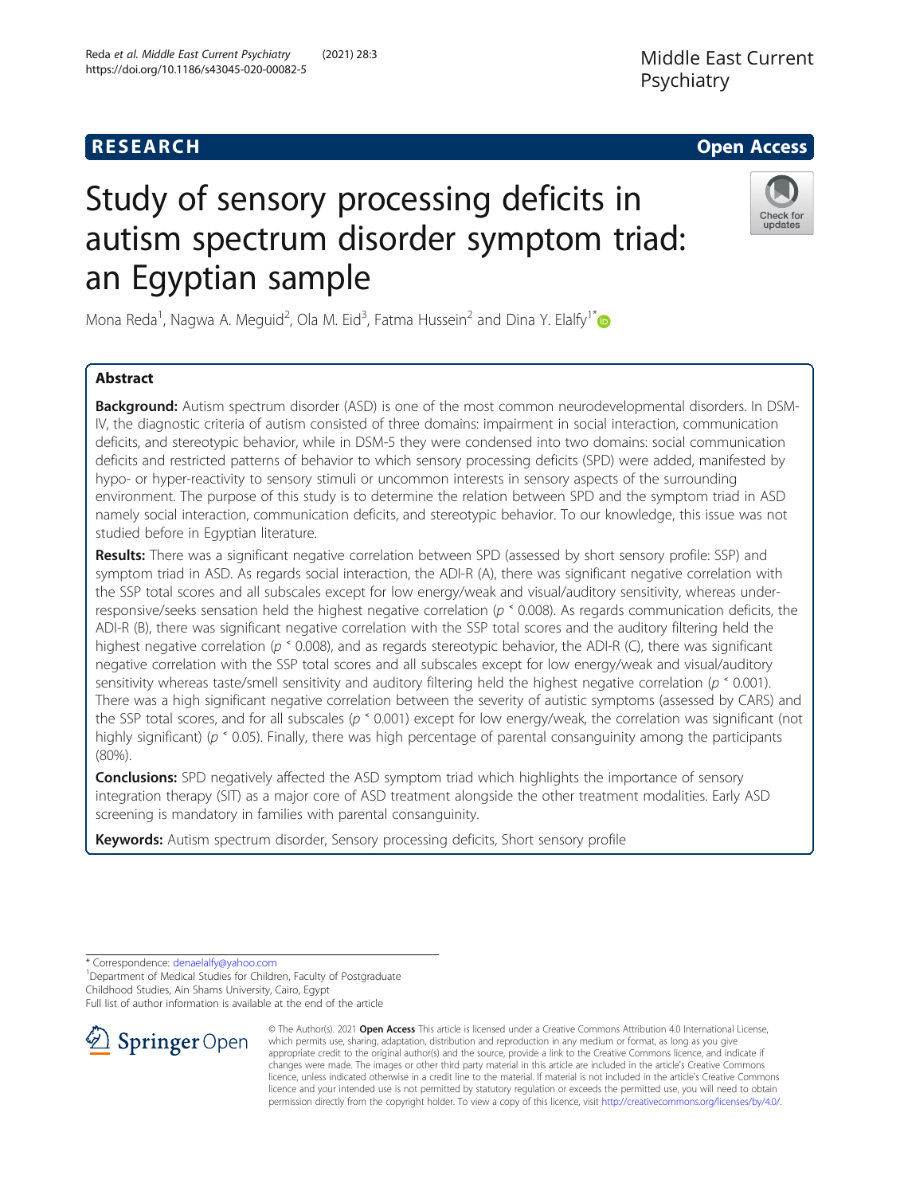RESEARCH

Open Access

# Study of sensory processing deficits in autism spectrum disorder symptom triad: an Egyptian sample

Mona Reda[1], Nagwa A. Meguid[2], Ola M. Eid[3], Fatma Hussein[2] and Dina Y. Elalfy[1*]

## Abstract

**Background:** Autism spectrum disorder (ASD) is one of the most common neurodevelopmental disorders. In DSM-IV, the diagnostic criteria of autism consisted of three domains: impairment in social interaction, communication deficits, and stereotypic behavior, while in DSM-5 they were condensed into two domains: social communication deficits and restricted patterns of behavior to which sensory processing deficits (SPD) were added, manifested by hypo- or hyper-reactivity to sensory stimuli or uncommon interests in sensory aspects of the surrounding environment. The purpose of this study is to determine the relation between SPD and the symptom triad in ASD namely social interaction, communication deficits, and stereotypic behavior. To our knowledge, this issue was not studied before in Egyptian literature.

**Results:** There was a significant negative correlation between SPD (assessed by short sensory profile: SSP) and symptom triad in ASD. As regards social interaction, the ADI-R (A), there was significant negative correlation with the SSP total scores and all subscales except for low energy/weak and visual/auditory sensitivity, whereas under-responsive/seeks sensation held the highest negative correlation ($p < 0.008$). As regards communication deficits, the ADI-R (B), there was significant negative correlation with the SSP total scores and the auditory filtering held the highest negative correlation ($p < 0.008$), and as regards stereotypic behavior, the ADI-R (C), there was significant negative correlation with the SSP total scores and all subscales except for low energy/weak and visual/auditory sensitivity whereas taste/smell sensitivity and auditory filtering held the highest negative correlation ($p < 0.001$). There was a high significant negative correlation between the severity of autistic symptoms (assessed by CARS) and the SSP total scores, and for all subscales ($p < 0.001$) except for low energy/weak, the correlation was significant (not highly significant) ($p < 0.05$). Finally, there was high percentage of parental consanguinity among the participants (80%).

**Conclusions:** SPD negatively affected the ASD symptom triad which highlights the importance of sensory integration therapy (SIT) as a major core of ASD treatment alongside the other treatment modalities. Early ASD screening is mandatory in families with parental consanguinity.

**Keywords:** Autism spectrum disorder, Sensory processing deficits, Short sensory profile

* Correspondence: denaelalfy@yahoo.com
[1]Department of Medical Studies for Children, Faculty of Postgraduate Childhood Studies, Ain Shams University, Cairo, Egypt
Full list of author information is available at the end of the article

© The Author(s). 2021 **Open Access** This article is licensed under a Creative Commons Attribution 4.0 International License, which permits use, sharing, adaptation, distribution and reproduction in any medium or format, as long as you give appropriate credit to the original author(s) and the source, provide a link to the Creative Commons licence, and indicate if changes were made. The images or other third party material in this article are included in the article's Creative Commons licence, unless indicated otherwise in a credit line to the material. If material is not included in the article's Creative Commons licence and your intended use is not permitted by statutory regulation or exceeds the permitted use, you will need to obtain permission directly from the copyright holder. To view a copy of this licence, visit http://creativecommons.org/licenses/by/4.0/.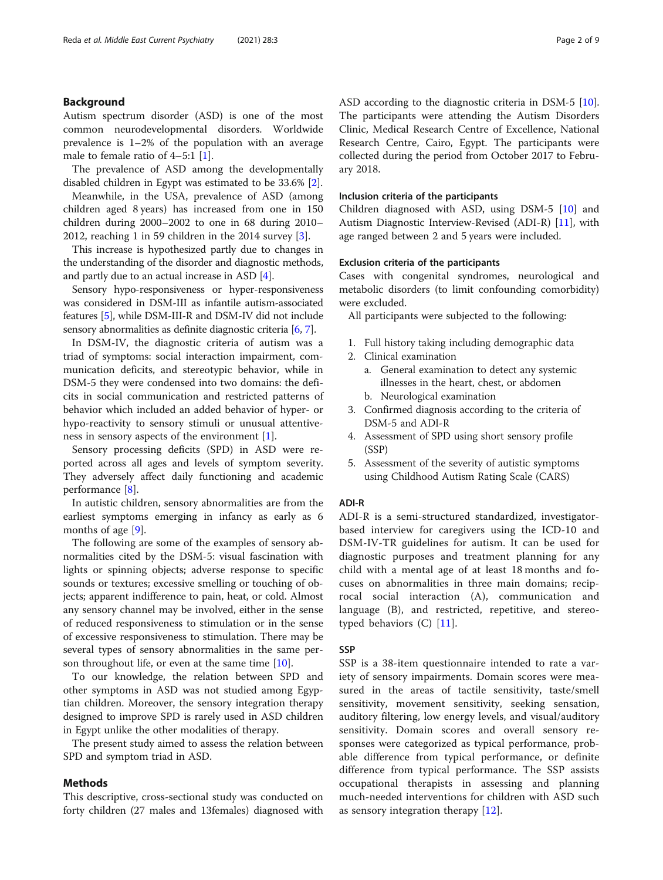## Background

Autism spectrum disorder (ASD) is one of the most common neurodevelopmental disorders. Worldwide prevalence is 1–2% of the population with an average male to female ratio of 4–5:1 [1].

The prevalence of ASD among the developmentally disabled children in Egypt was estimated to be 33.6% [2].

Meanwhile, in the USA, prevalence of ASD (among children aged 8 years) has increased from one in 150 children during 2000–2002 to one in 68 during 2010–2012, reaching 1 in 59 children in the 2014 survey [3].

This increase is hypothesized partly due to changes in the understanding of the disorder and diagnostic methods, and partly due to an actual increase in ASD [4].

Sensory hypo-responsiveness or hyper-responsiveness was considered in DSM-III as infantile autism-associated features [5], while DSM-III-R and DSM-IV did not include sensory abnormalities as definite diagnostic criteria [6, 7].

In DSM-IV, the diagnostic criteria of autism was a triad of symptoms: social interaction impairment, communication deficits, and stereotypic behavior, while in DSM-5 they were condensed into two domains: the deficits in social communication and restricted patterns of behavior which included an added behavior of hyper- or hypo-reactivity to sensory stimuli or unusual attentiveness in sensory aspects of the environment [1].

Sensory processing deficits (SPD) in ASD were reported across all ages and levels of symptom severity. They adversely affect daily functioning and academic performance [8].

In autistic children, sensory abnormalities are from the earliest symptoms emerging in infancy as early as 6 months of age [9].

The following are some of the examples of sensory abnormalities cited by the DSM-5: visual fascination with lights or spinning objects; adverse response to specific sounds or textures; excessive smelling or touching of objects; apparent indifference to pain, heat, or cold. Almost any sensory channel may be involved, either in the sense of reduced responsiveness to stimulation or in the sense of excessive responsiveness to stimulation. There may be several types of sensory abnormalities in the same person throughout life, or even at the same time [10].

To our knowledge, the relation between SPD and other symptoms in ASD was not studied among Egyptian children. Moreover, the sensory integration therapy designed to improve SPD is rarely used in ASD children in Egypt unlike the other modalities of therapy.

The present study aimed to assess the relation between SPD and symptom triad in ASD.

## Methods

This descriptive, cross-sectional study was conducted on forty children (27 males and 13females) diagnosed with ASD according to the diagnostic criteria in DSM-5 [10]. The participants were attending the Autism Disorders Clinic, Medical Research Centre of Excellence, National Research Centre, Cairo, Egypt. The participants were collected during the period from October 2017 to February 2018.

### Inclusion criteria of the participants

Children diagnosed with ASD, using DSM-5 [10] and Autism Diagnostic Interview-Revised (ADI-R) [11], with age ranged between 2 and 5 years were included.

### Exclusion criteria of the participants

Cases with congenital syndromes, neurological and metabolic disorders (to limit confounding comorbidity) were excluded.

All participants were subjected to the following:

1. Full history taking including demographic data
2. Clinical examination
   a. General examination to detect any systemic illnesses in the heart, chest, or abdomen
   b. Neurological examination
3. Confirmed diagnosis according to the criteria of DSM-5 and ADI-R
4. Assessment of SPD using short sensory profile (SSP)
5. Assessment of the severity of autistic symptoms using Childhood Autism Rating Scale (CARS)

### ADI-R

ADI-R is a semi-structured standardized, investigator-based interview for caregivers using the ICD-10 and DSM-IV-TR guidelines for autism. It can be used for diagnostic purposes and treatment planning for any child with a mental age of at least 18 months and focuses on abnormalities in three main domains; reciprocal social interaction (A), communication and language (B), and restricted, repetitive, and stereotyped behaviors (C) [11].

### SSP

SSP is a 38-item questionnaire intended to rate a variety of sensory impairments. Domain scores were measured in the areas of tactile sensitivity, taste/smell sensitivity, movement sensitivity, seeking sensation, auditory filtering, low energy levels, and visual/auditory sensitivity. Domain scores and overall sensory responses were categorized as typical performance, probable difference from typical performance, or definite difference from typical performance. The SSP assists occupational therapists in assessing and planning much-needed interventions for children with ASD such as sensory integration therapy [12].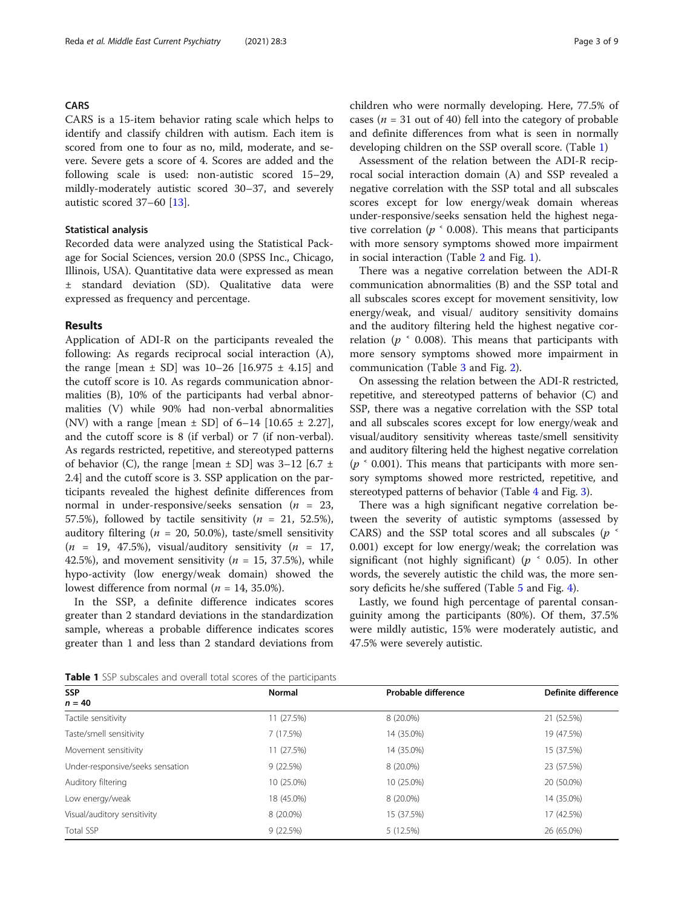### CARS

CARS is a 15-item behavior rating scale which helps to identify and classify children with autism. Each item is scored from one to four as no, mild, moderate, and severe. Severe gets a score of 4. Scores are added and the following scale is used: non-autistic scored 15–29, mildly-moderately autistic scored 30–37, and severely autistic scored 37–60 [13].

### Statistical analysis

Recorded data were analyzed using the Statistical Package for Social Sciences, version 20.0 (SPSS Inc., Chicago, Illinois, USA). Quantitative data were expressed as mean ± standard deviation (SD). Qualitative data were expressed as frequency and percentage.

## Results

Application of ADI-R on the participants revealed the following: As regards reciprocal social interaction (A), the range [mean ± SD] was 10–26 [16.975 ± 4.15] and the cutoff score is 10. As regards communication abnormalities (B), 10% of the participants had verbal abnormalities (V) while 90% had non-verbal abnormalities (NV) with a range [mean ± SD] of 6–14 [10.65 ± 2.27], and the cutoff score is 8 (if verbal) or 7 (if non-verbal). As regards restricted, repetitive, and stereotyped patterns of behavior (C), the range [mean ± SD] was 3–12 [6.7 ± 2.4] and the cutoff score is 3. SSP application on the participants revealed the highest definite differences from normal in under-responsive/seeks sensation ($n$ = 23, 57.5%), followed by tactile sensitivity ($n$ = 21, 52.5%), auditory filtering ($n$ = 20, 50.0%), taste/smell sensitivity ($n$ = 19, 47.5%), visual/auditory sensitivity ($n$ = 17, 42.5%), and movement sensitivity ($n$ = 15, 37.5%), while hypo-activity (low energy/weak domain) showed the lowest difference from normal ($n$ = 14, 35.0%).

In the SSP, a definite difference indicates scores greater than 2 standard deviations in the standardization sample, whereas a probable difference indicates scores greater than 1 and less than 2 standard deviations from children who were normally developing. Here, 77.5% of cases ($n$ = 31 out of 40) fell into the category of probable and definite differences from what is seen in normally developing children on the SSP overall score. (Table 1)

Assessment of the relation between the ADI-R reciprocal social interaction domain (A) and SSP revealed a negative correlation with the SSP total and all subscales scores except for low energy/weak domain whereas under-responsive/seeks sensation held the highest negative correlation ($p < 0.008$). This means that participants with more sensory symptoms showed more impairment in social interaction (Table 2 and Fig. 1).

There was a negative correlation between the ADI-R communication abnormalities (B) and the SSP total and all subscales scores except for movement sensitivity, low energy/weak, and visual/ auditory sensitivity domains and the auditory filtering held the highest negative correlation ($p < 0.008$). This means that participants with more sensory symptoms showed more impairment in communication (Table 3 and Fig. 2).

On assessing the relation between the ADI-R restricted, repetitive, and stereotyped patterns of behavior (C) and SSP, there was a negative correlation with the SSP total and all subscales scores except for low energy/weak and visual/auditory sensitivity whereas taste/smell sensitivity and auditory filtering held the highest negative correlation ($p < 0.001$). This means that participants with more sensory symptoms showed more restricted, repetitive, and stereotyped patterns of behavior (Table 4 and Fig. 3).

There was a high significant negative correlation between the severity of autistic symptoms (assessed by CARS) and the SSP total scores and all subscales ($p < 0.001$) except for low energy/weak; the correlation was significant (not highly significant) ($p < 0.05$). In other words, the severely autistic the child was, the more sensory deficits he/she suffered (Table 5 and Fig. 4).

Lastly, we found high percentage of parental consanguinity among the participants (80%). Of them, 37.5% were mildly autistic, 15% were moderately autistic, and 47.5% were severely autistic.

**Table 1** SSP subscales and overall total scores of the participants

| SSP $n$ = 40 | Normal | Probable difference | Definite difference |
|---|---|---|---|
| Tactile sensitivity | 11 (27.5%) | 8 (20.0%) | 21 (52.5%) |
| Taste/smell sensitivity | 7 (17.5%) | 14 (35.0%) | 19 (47.5%) |
| Movement sensitivity | 11 (27.5%) | 14 (35.0%) | 15 (37.5%) |
| Under-responsive/seeks sensation | 9 (22.5%) | 8 (20.0%) | 23 (57.5%) |
| Auditory filtering | 10 (25.0%) | 10 (25.0%) | 20 (50.0%) |
| Low energy/weak | 18 (45.0%) | 8 (20.0%) | 14 (35.0%) |
| Visual/auditory sensitivity | 8 (20.0%) | 15 (37.5%) | 17 (42.5%) |
| Total SSP | 9 (22.5%) | 5 (12.5%) | 26 (65.0%) |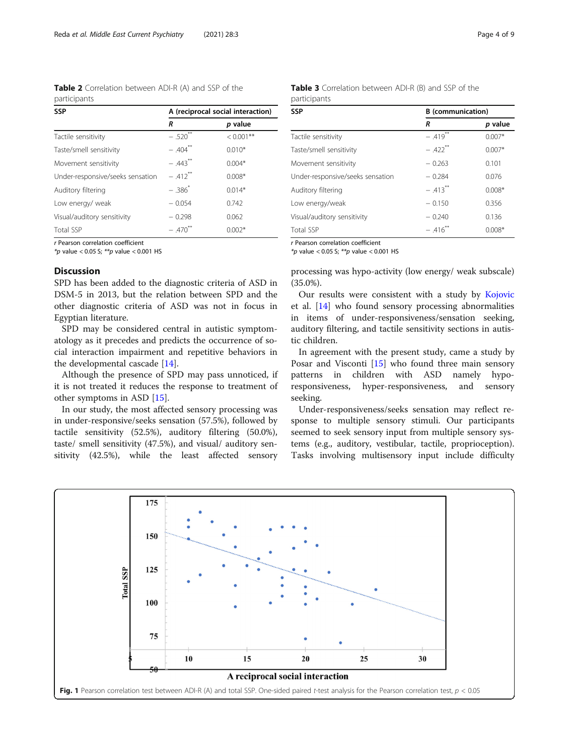**Table 2** Correlation between ADI-R (A) and SSP of the participants

| SSP | A (reciprocal social interaction) | |
|---|---|---|
| | *R* | *p* value |
| Tactile sensitivity | − .520** | < 0.001** |
| Taste/smell sensitivity | − .404** | 0.010* |
| Movement sensitivity | − .443** | 0.004* |
| Under-responsive/seeks sensation | − .412** | 0.008* |
| Auditory filtering | − .386* | 0.014* |
| Low energy/ weak | − 0.054 | 0.742 |
| Visual/auditory sensitivity | − 0.298 | 0.062 |
| Total SSP | − .470** | 0.002* |

*r* Pearson correlation coefficient
**p* value < 0.05 S; ***p* value < 0.001 HS

**Table 3** Correlation between ADI-R (B) and SSP of the participants

| SSP | B (communication) | |
|---|---|---|
| | *R* | *p* value |
| Tactile sensitivity | − .419** | 0.007* |
| Taste/smell sensitivity | − .422** | 0.007* |
| Movement sensitivity | − 0.263 | 0.101 |
| Under-responsive/seeks sensation | − 0.284 | 0.076 |
| Auditory filtering | − .413** | 0.008* |
| Low energy/weak | − 0.150 | 0.356 |
| Visual/auditory sensitivity | − 0.240 | 0.136 |
| Total SSP | − .416** | 0.008* |

*r* Pearson correlation coefficient
**p* value < 0.05 S; ***p* value < 0.001 HS

## Discussion

SPD has been added to the diagnostic criteria of ASD in DSM-5 in 2013, but the relation between SPD and the other diagnostic criteria of ASD was not in focus in Egyptian literature.

SPD may be considered central in autistic symptomatology as it precedes and predicts the occurrence of social interaction impairment and repetitive behaviors in the developmental cascade [14].

Although the presence of SPD may pass unnoticed, if it is not treated it reduces the response to treatment of other symptoms in ASD [15].

In our study, the most affected sensory processing was in under-responsive/seeks sensation (57.5%), followed by tactile sensitivity (52.5%), auditory filtering (50.0%), taste/ smell sensitivity (47.5%), and visual/ auditory sensitivity (42.5%), while the least affected sensory processing was hypo-activity (low energy/ weak subscale) (35.0%).

Our results were consistent with a study by Kojovic et al. [14] who found sensory processing abnormalities in items of under-responsiveness/sensation seeking, auditory filtering, and tactile sensitivity sections in autistic children.

In agreement with the present study, came a study by Posar and Visconti [15] who found three main sensory patterns in children with ASD namely hypo-responsiveness, hyper-responsiveness, and sensory seeking.

Under-responsiveness/seeks sensation may reflect response to multiple sensory stimuli. Our participants seemed to seek sensory input from multiple sensory systems (e.g., auditory, vestibular, tactile, proprioception). Tasks involving multisensory input include difficulty

**Fig. 1** Pearson correlation test between ADI-R (A) and total SSP. One-sided paired *t*-test analysis for the Pearson correlation test, $p < 0.05$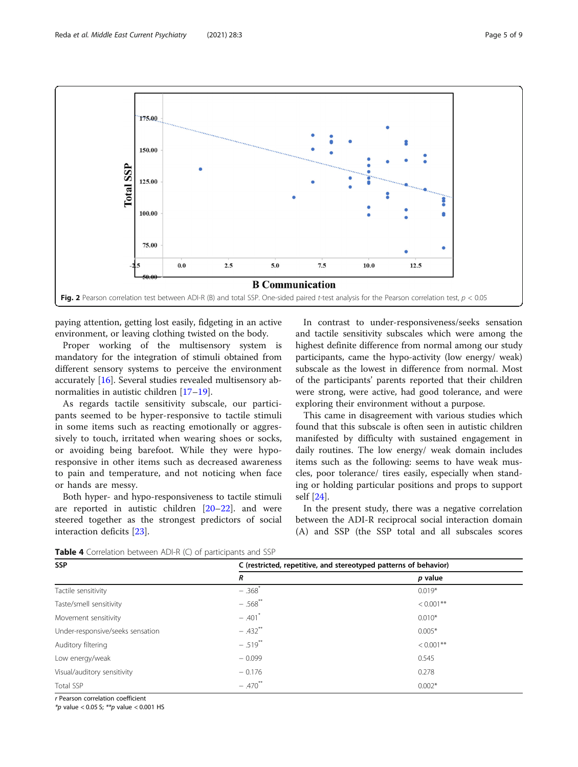Fig. 2 Pearson correlation test between ADI-R (B) and total SSP. One-sided paired $t$-test analysis for the Pearson correlation test, $p < 0.05$

paying attention, getting lost easily, fidgeting in an active environment, or leaving clothing twisted on the body.

Proper working of the multisensory system is mandatory for the integration of stimuli obtained from different sensory systems to perceive the environment accurately [16]. Several studies revealed multisensory abnormalities in autistic children [17–19].

As regards tactile sensitivity subscale, our participants seemed to be hyper-responsive to tactile stimuli in some items such as reacting emotionally or aggressively to touch, irritated when wearing shoes or socks, or avoiding being barefoot. While they were hypo-responsive in other items such as decreased awareness to pain and temperature, and not noticing when face or hands are messy.

Both hyper- and hypo-responsiveness to tactile stimuli are reported in autistic children [20–22]. and were steered together as the strongest predictors of social interaction deficits [23].

In contrast to under-responsiveness/seeks sensation and tactile sensitivity subscales which were among the highest definite difference from normal among our study participants, came the hypo-activity (low energy/ weak) subscale as the lowest in difference from normal. Most of the participants' parents reported that their children were strong, were active, had good tolerance, and were exploring their environment without a purpose.

This came in disagreement with various studies which found that this subscale is often seen in autistic children manifested by difficulty with sustained engagement in daily routines. The low energy/ weak domain includes items such as the following: seems to have weak muscles, poor tolerance/ tires easily, especially when standing or holding particular positions and props to support self [24].

In the present study, there was a negative correlation between the ADI-R reciprocal social interaction domain (A) and SSP (the SSP total and all subscales scores

**Table 4** Correlation between ADI-R (C) of participants and SSP

| SSP | C (restricted, repetitive, and stereotyped patterns of behavior) | |
|---|---|---|
| | ***R*** | ***p* value** |
| Tactile sensitivity | − .368* | 0.019* |
| Taste/smell sensitivity | − .568** | < 0.001** |
| Movement sensitivity | − .401* | 0.010* |
| Under-responsive/seeks sensation | − .432** | 0.005* |
| Auditory filtering | − .519** | < 0.001** |
| Low energy/weak | − 0.099 | 0.545 |
| Visual/auditory sensitivity | − 0.176 | 0.278 |
| Total SSP | − .470** | 0.002* |

*r* Pearson correlation coefficient
*p value < 0.05 S; **p value < 0.001 HS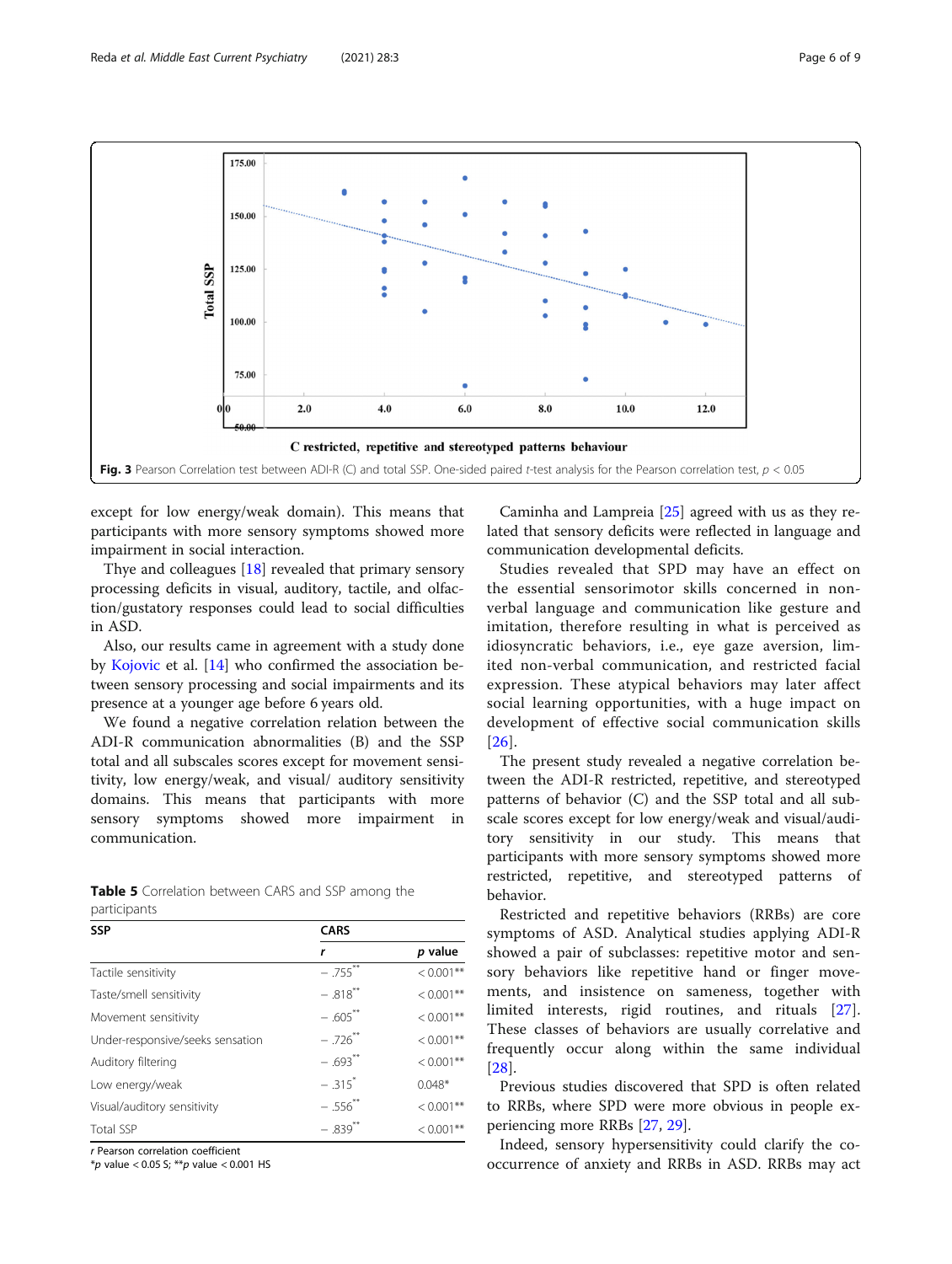Fig. 3 Pearson Correlation test between ADI-R (C) and total SSP. One-sided paired *t*-test analysis for the Pearson correlation test, $p < 0.05$

except for low energy/weak domain). This means that participants with more sensory symptoms showed more impairment in social interaction.

Thye and colleagues [18] revealed that primary sensory processing deficits in visual, auditory, tactile, and olfaction/gustatory responses could lead to social difficulties in ASD.

Also, our results came in agreement with a study done by Kojovic et al. [14] who confirmed the association between sensory processing and social impairments and its presence at a younger age before 6 years old.

We found a negative correlation relation between the ADI-R communication abnormalities (B) and the SSP total and all subscales scores except for movement sensitivity, low energy/weak, and visual/ auditory sensitivity domains. This means that participants with more sensory symptoms showed more impairment in communication.

**Table 5** Correlation between CARS and SSP among the participants

| SSP | CARS | |
|---|---|---|
| | *r* | *p* value |
| Tactile sensitivity | − .755** | < 0.001** |
| Taste/smell sensitivity | − .818** | < 0.001** |
| Movement sensitivity | − .605** | < 0.001** |
| Under-responsive/seeks sensation | − .726** | < 0.001** |
| Auditory filtering | − .693** | < 0.001** |
| Low energy/weak | − .315* | 0.048* |
| Visual/auditory sensitivity | − .556** | < 0.001** |
| Total SSP | − .839** | < 0.001** |

*r* Pearson correlation coefficient
*$p$ value < 0.05 S; **$p$ value < 0.001 HS

Caminha and Lampreia [25] agreed with us as they related that sensory deficits were reflected in language and communication developmental deficits.

Studies revealed that SPD may have an effect on the essential sensorimotor skills concerned in non-verbal language and communication like gesture and imitation, therefore resulting in what is perceived as idiosyncratic behaviors, i.e., eye gaze aversion, limited non-verbal communication, and restricted facial expression. These atypical behaviors may later affect social learning opportunities, with a huge impact on development of effective social communication skills [26].

The present study revealed a negative correlation between the ADI-R restricted, repetitive, and stereotyped patterns of behavior (C) and the SSP total and all subscale scores except for low energy/weak and visual/auditory sensitivity in our study. This means that participants with more sensory symptoms showed more restricted, repetitive, and stereotyped patterns of behavior.

Restricted and repetitive behaviors (RRBs) are core symptoms of ASD. Analytical studies applying ADI-R showed a pair of subclasses: repetitive motor and sensory behaviors like repetitive hand or finger movements, and insistence on sameness, together with limited interests, rigid routines, and rituals [27]. These classes of behaviors are usually correlative and frequently occur along within the same individual [28].

Previous studies discovered that SPD is often related to RRBs, where SPD were more obvious in people experiencing more RRBs [27, 29].

Indeed, sensory hypersensitivity could clarify the co-occurrence of anxiety and RRBs in ASD. RRBs may act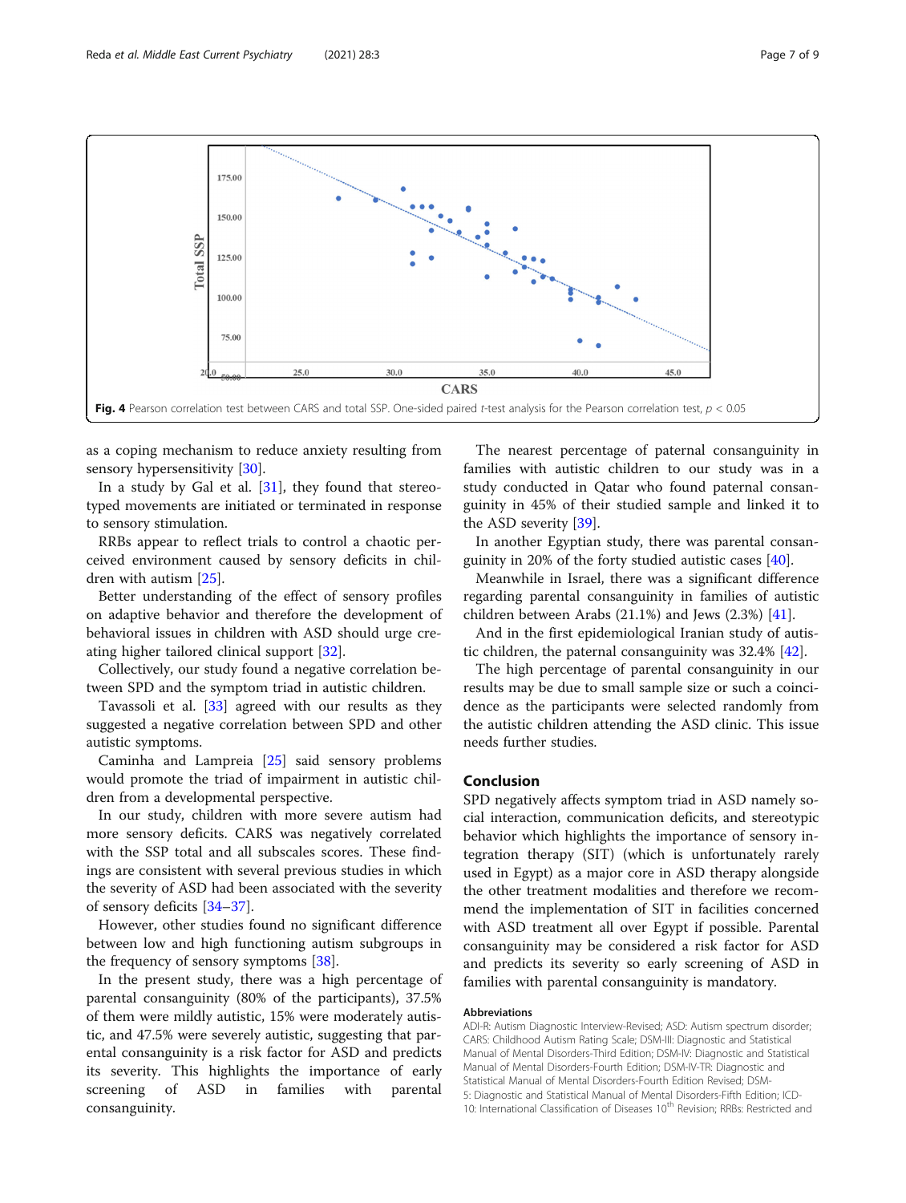Fig. 4 Pearson correlation test between CARS and total SSP. One-sided paired *t*-test analysis for the Pearson correlation test, $p < 0.05$

as a coping mechanism to reduce anxiety resulting from sensory hypersensitivity [30].

In a study by Gal et al. [31], they found that stereotyped movements are initiated or terminated in response to sensory stimulation.

RRBs appear to reflect trials to control a chaotic perceived environment caused by sensory deficits in children with autism [25].

Better understanding of the effect of sensory profiles on adaptive behavior and therefore the development of behavioral issues in children with ASD should urge creating higher tailored clinical support [32].

Collectively, our study found a negative correlation between SPD and the symptom triad in autistic children.

Tavassoli et al. [33] agreed with our results as they suggested a negative correlation between SPD and other autistic symptoms.

Caminha and Lampreia [25] said sensory problems would promote the triad of impairment in autistic children from a developmental perspective.

In our study, children with more severe autism had more sensory deficits. CARS was negatively correlated with the SSP total and all subscales scores. These findings are consistent with several previous studies in which the severity of ASD had been associated with the severity of sensory deficits [34–37].

However, other studies found no significant difference between low and high functioning autism subgroups in the frequency of sensory symptoms [38].

In the present study, there was a high percentage of parental consanguinity (80% of the participants), 37.5% of them were mildly autistic, 15% were moderately autistic, and 47.5% were severely autistic, suggesting that parental consanguinity is a risk factor for ASD and predicts its severity. This highlights the importance of early screening of ASD in families with parental consanguinity.

The nearest percentage of paternal consanguinity in families with autistic children to our study was in a study conducted in Qatar who found paternal consanguinity in 45% of their studied sample and linked it to the ASD severity [39].

In another Egyptian study, there was parental consanguinity in 20% of the forty studied autistic cases [40].

Meanwhile in Israel, there was a significant difference regarding parental consanguinity in families of autistic children between Arabs (21.1%) and Jews (2.3%) [41].

And in the first epidemiological Iranian study of autistic children, the paternal consanguinity was 32.4% [42].

The high percentage of parental consanguinity in our results may be due to small sample size or such a coincidence as the participants were selected randomly from the autistic children attending the ASD clinic. This issue needs further studies.

## Conclusion

SPD negatively affects symptom triad in ASD namely social interaction, communication deficits, and stereotypic behavior which highlights the importance of sensory integration therapy (SIT) (which is unfortunately rarely used in Egypt) as a major core in ASD therapy alongside the other treatment modalities and therefore we recommend the implementation of SIT in facilities concerned with ASD treatment all over Egypt if possible. Parental consanguinity may be considered a risk factor for ASD and predicts its severity so early screening of ASD in families with parental consanguinity is mandatory.

#### Abbreviations

ADI-R: Autism Diagnostic Interview-Revised; ASD: Autism spectrum disorder; CARS: Childhood Autism Rating Scale; DSM-III: Diagnostic and Statistical Manual of Mental Disorders-Third Edition; DSM-IV: Diagnostic and Statistical Manual of Mental Disorders-Fourth Edition; DSM-IV-TR: Diagnostic and Statistical Manual of Mental Disorders-Fourth Edition Revised; DSM-5: Diagnostic and Statistical Manual of Mental Disorders-Fifth Edition; ICD-10: International Classification of Diseases 10th Revision; RRBs: Restricted and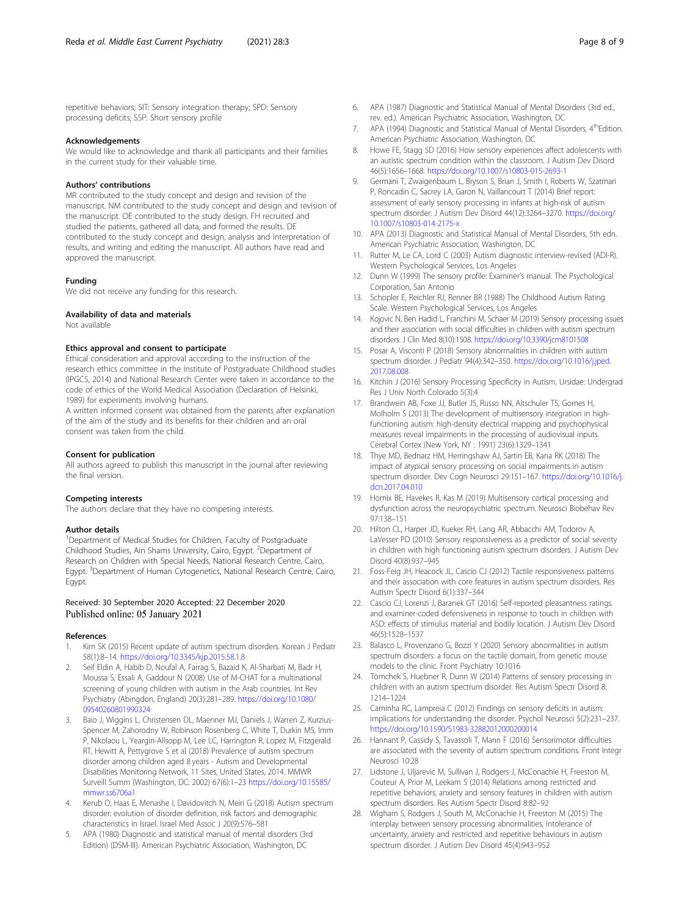repetitive behaviors; SIT: Sensory integration therapy; SPD: Sensory processing deficits; SSP: Short sensory profile

### Acknowledgements

We would like to acknowledge and thank all participants and their families in the current study for their valuable time.

### Authors' contributions

MR contributed to the study concept and design and revision of the manuscript. NM contributed to the study concept and design and revision of the manuscript. OE contributed to the study design. FH recruited and studied the patients, gathered all data, and formed the results. DE contributed to the study concept and design, analysis and interpretation of results, and writing and editing the manuscript. All authors have read and approved the manuscript.

### Funding

We did not receive any funding for this research.

### Availability of data and materials

Not available

### Ethics approval and consent to participate

Ethical consideration and approval according to the instruction of the research ethics committee in the Institute of Postgraduate Childhood studies (IPGCS, 2014) and National Research Center were taken in accordance to the code of ethics of the World Medical Association (Declaration of Helsinki, 1989) for experiments involving humans.

A written informed consent was obtained from the parents after explanation of the aim of the study and its benefits for their children and an oral consent was taken from the child.

### Consent for publication

All authors agreed to publish this manuscript in the journal after reviewing the final version.

### Competing interests

The authors declare that they have no competing interests.

### Author details

[1]Department of Medical Studies for Children, Faculty of Postgraduate Childhood Studies, Ain Shams University, Cairo, Egypt. [2]Department of Research on Children with Special Needs, National Research Centre, Cairo, Egypt. [3]Department of Human Cytogenetics, National Research Centre, Cairo, Egypt.

Received: 30 September 2020 Accepted: 22 December 2020
Published online: 05 January 2021

### References

1. Kim SK (2015) Recent update of autism spectrum disorders. Korean J Pediatr 58(1):8–14. https://doi.org/10.3345/kjp.2015.58.1.8
2. Seif Eldin A, Habib D, Noufal A, Farrag S, Bazaid K, Al-Sharbati M, Badr H, Moussa S, Essali A, Gaddour N (2008) Use of M-CHAT for a multinational screening of young children with autism in the Arab countries. Int Rev Psychiatry (Abingdon, England) 20(3):281–289. https://doi.org/10.1080/09540260801990324
3. Baio J, Wiggins L, Christensen DL, Maenner MJ, Daniels J, Warren Z, Kurzius-Spencer M, Zahorodny W, Robinson Rosenberg C, White T, Durkin MS, Imm P, Nikolaou L, Yeargin-Allsopp M, Lee LC, Harrington R, Lopez M, Fitzgerald RT, Hewitt A, Pettygrove S et al (2018) Prevalence of autism spectrum disorder among children aged 8 years - Autism and Developmental Disabilities Monitoring Network, 11 Sites, United States, 2014. MMWR Surveill Summ (Washington, DC: 2002) 67(6):1–23 https://doi.org/10.15585/mmwr.ss6706a1
4. Kerub O, Haas E, Menashe I, Davidovitch N, Meiri G (2018) Autism spectrum disorder: evolution of disorder definition, risk factors and demographic characteristics in Israel. Israel Med Assoc J 20(9):576–581
5. APA (1980) Diagnostic and statistical manual of mental disorders (3rd Edition) (DSM-III). American Psychiatric Association, Washington, DC
6. APA (1987) Diagnostic and Statistical Manual of Mental Disorders (3rd ed., rev. ed.). American Psychiatric Association, Washington, DC
7. APA (1994) Diagnostic and Statistical Manual of Mental Disorders, 4thEdition. American Psychiatric Association, Washington, DC
8. Howe FE, Stagg SD (2016) How sensory experiences affect adolescents with an autistic spectrum condition within the classroom. J Autism Dev Disord 46(5):1656–1668. https://doi.org/10.1007/s10803-015-2693-1
9. Germani T, Zwaigenbaum L, Bryson S, Brian J, Smith I, Roberts W, Szatmari P, Roncadin C, Sacrey LA, Garon N, Vaillancourt T (2014) Brief report: assessment of early sensory processing in infants at high-risk of autism spectrum disorder. J Autism Dev Disord 44(12):3264–3270. https://doi.org/10.1007/s10803-014-2175-x
10. APA (2013) Diagnostic and Statistical Manual of Mental Disorders, 5th edn. American Psychiatric Association, Washington, DC
11. Rutter M, Le CA, Lord C (2003) Autism diagnostic interview-revised (ADI-R). Western Psychological Services, Los Angeles
12. Dunn W (1999) The sensory profile: Examiner's manual. The Psychological Corporation, San Antonio
13. Schopler E, Reichler RJ, Renner BR (1988) The Childhood Autism Rating Scale. Western Psychological Services, Los Angeles
14. Kojovic N, Ben Hadid L, Franchini M, Schaer M (2019) Sensory processing issues and their association with social difficulties in children with autism spectrum disorders. J Clin Med 8(10):1508. https://doi.org/10.3390/jcm8101508
15. Posar A, Visconti P (2018) Sensory abnormalities in children with autism spectrum disorder. J Pediatr 94(4):342–350. https://doi.org/10.1016/j.jped.2017.08.008
16. Kitchin J (2016) Sensory Processing Specificity in Autism. Ursidae: Undergrad Res J Univ North Colorado 5(3):4
17. Brandwein AB, Foxe JJ, Butler JS, Russo NN, Altschuler TS, Gomes H, Molholm S (2013) The development of multisensory integration in high-functioning autism: high-density electrical mapping and psychophysical measures reveal impairments in the processing of audiovisual inputs. Cerebral Cortex (New York, NY : 1991) 23(6):1329–1341
18. Thye MD, Bednarz HM, Herringshaw AJ, Sartin EB, Kana RK (2018) The impact of atypical sensory processing on social impairments in autism spectrum disorder. Dev Cogn Neurosci 29:151–167. https://doi.org/10.1016/j.dcn.2017.04.010
19. Hornix BE, Havekes R, Kas M (2019) Multisensory cortical processing and dysfunction across the neuropsychiatric spectrum. Neurosci Biobehav Rev 97:138–151
20. Hilton CL, Harper JD, Kueker RH, Lang AR, Abbacchi AM, Todorov A, LaVesser PD (2010) Sensory responsiveness as a predictor of social severity in children with high functioning autism spectrum disorders. J Autism Dev Disord 40(8):937–945
21. Foss-Feig JH, Heacock JL, Cascio CJ (2012) Tactile responsiveness patterns and their association with core features in autism spectrum disorders. Res Autism Spectr Disord 6(1):337–344
22. Cascio CJ, Lorenzi J, Baranek GT (2016) Self-reported pleasantness ratings and examiner-coded defensiveness in response to touch in children with ASD: effects of stimulus material and bodily location. J Autism Dev Disord 46(5):1528–1537
23. Balasco L, Provenzano G, Bozzi Y (2020) Sensory abnormalities in autism spectrum disorders: a focus on the tactile domain, from genetic mouse models to the clinic. Front Psychiatry 10:1016
24. Tomchek S, Huebner R, Dunn W (2014) Patterns of sensory processing in children with an autism spectrum disorder. Res Autism Spectr Disord 8: 1214–1224
25. Caminha RC, Lampreia C (2012) Findings on sensory deficits in autism: implications for understanding the disorder. Psychol Neurosci 5(2):231–237. https://doi.org/10.1590/S1983-32882012000200014
26. Hannant P, Cassidy S, Tavassoli T, Mann F (2016) Sensorimotor difficulties are associated with the severity of autism spectrum conditions. Front Integr Neurosci 10:28
27. Lidstone J, Uljarevic M, Sullivan J, Rodgers J, McConachie H, Freeston M, Couteur A, Prior M, Leekam S (2014) Relations among restricted and repetitive behaviors, anxiety and sensory features in children with autism spectrum disorders. Res Autism Spectr Disord 8:82–92
28. Wigham S, Rodgers J, South M, McConachie H, Freeston M (2015) The interplay between sensory processing abnormalities, intolerance of uncertainty, anxiety and restricted and repetitive behaviours in autism spectrum disorder. J Autism Dev Disord 45(4):943–952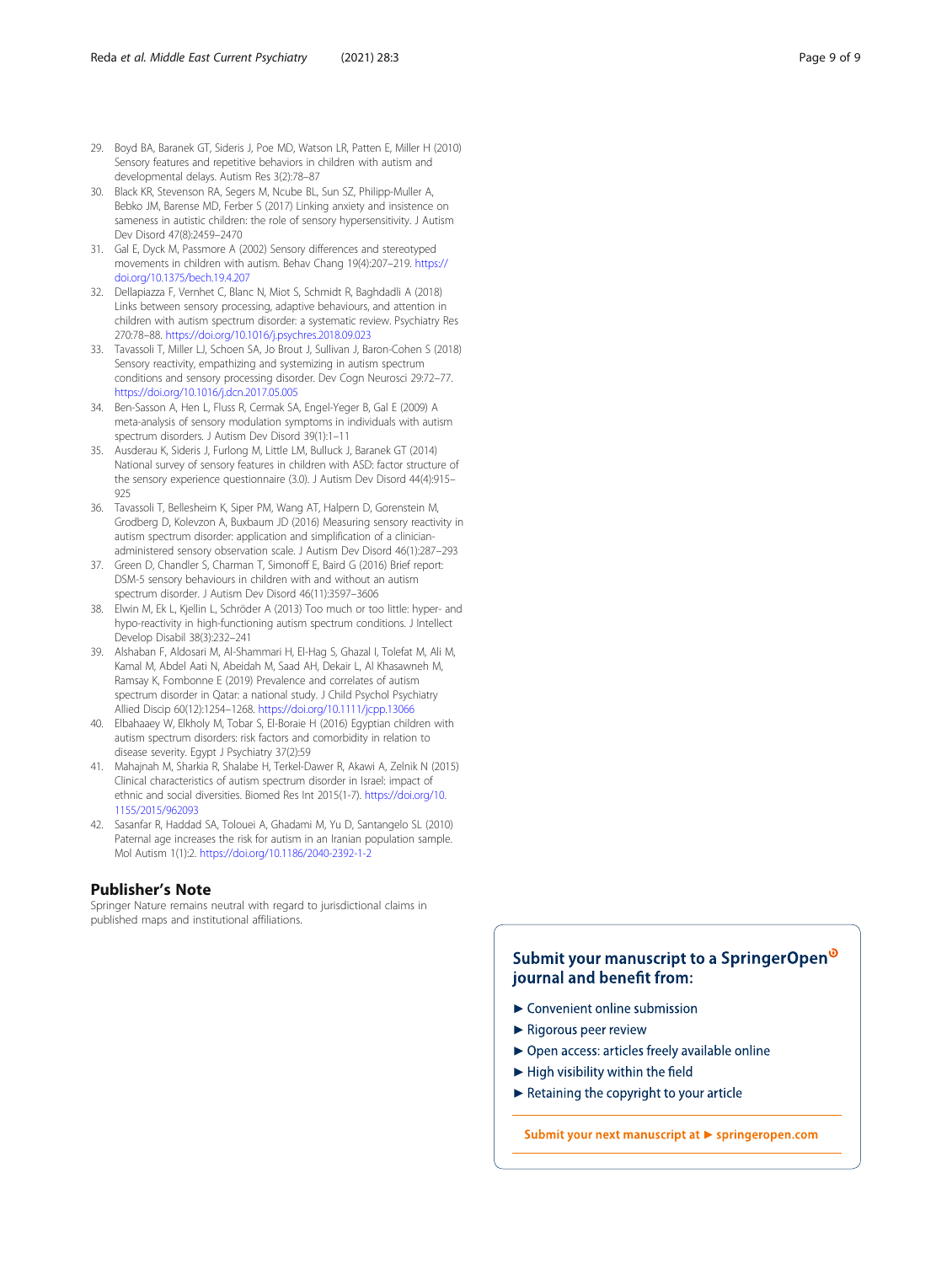29. Boyd BA, Baranek GT, Sideris J, Poe MD, Watson LR, Patten E, Miller H (2010) Sensory features and repetitive behaviors in children with autism and developmental delays. Autism Res 3(2):78–87
30. Black KR, Stevenson RA, Segers M, Ncube BL, Sun SZ, Philipp-Muller A, Bebko JM, Barense MD, Ferber S (2017) Linking anxiety and insistence on sameness in autistic children: the role of sensory hypersensitivity. J Autism Dev Disord 47(8):2459–2470
31. Gal E, Dyck M, Passmore A (2002) Sensory differences and stereotyped movements in children with autism. Behav Chang 19(4):207–219. https://doi.org/10.1375/bech.19.4.207
32. Dellapiazza F, Vernhet C, Blanc N, Miot S, Schmidt R, Baghdadli A (2018) Links between sensory processing, adaptive behaviours, and attention in children with autism spectrum disorder: a systematic review. Psychiatry Res 270:78–88. https://doi.org/10.1016/j.psychres.2018.09.023
33. Tavassoli T, Miller LJ, Schoen SA, Jo Brout J, Sullivan J, Baron-Cohen S (2018) Sensory reactivity, empathizing and systemizing in autism spectrum conditions and sensory processing disorder. Dev Cogn Neurosci 29:72–77. https://doi.org/10.1016/j.dcn.2017.05.005
34. Ben-Sasson A, Hen L, Fluss R, Cermak SA, Engel-Yeger B, Gal E (2009) A meta-analysis of sensory modulation symptoms in individuals with autism spectrum disorders. J Autism Dev Disord 39(1):1–11
35. Ausderau K, Sideris J, Furlong M, Little LM, Bulluck J, Baranek GT (2014) National survey of sensory features in children with ASD: factor structure of the sensory experience questionnaire (3.0). J Autism Dev Disord 44(4):915–925
36. Tavassoli T, Bellesheim K, Siper PM, Wang AT, Halpern D, Gorenstein M, Grodberg D, Kolevzon A, Buxbaum JD (2016) Measuring sensory reactivity in autism spectrum disorder: application and simplification of a clinician-administered sensory observation scale. J Autism Dev Disord 46(1):287–293
37. Green D, Chandler S, Charman T, Simonoff E, Baird G (2016) Brief report: DSM-5 sensory behaviours in children with and without an autism spectrum disorder. J Autism Dev Disord 46(11):3597–3606
38. Elwin M, Ek L, Kjellin L, Schröder A (2013) Too much or too little: hyper- and hypo-reactivity in high-functioning autism spectrum conditions. J Intellect Develop Disabil 38(3):232–241
39. Alshaban F, Aldosari M, Al-Shammari H, El-Hag S, Ghazal I, Tolefat M, Ali M, Kamal M, Abdel Aati N, Abeidah M, Saad AH, Dekair L, Al Khasawneh M, Ramsay K, Fombonne E (2019) Prevalence and correlates of autism spectrum disorder in Qatar: a national study. J Child Psychol Psychiatry Allied Discip 60(12):1254–1268. https://doi.org/10.1111/jcpp.13066
40. Elbahaaey W, Elkholy M, Tobar S, El-Boraie H (2016) Egyptian children with autism spectrum disorders: risk factors and comorbidity in relation to disease severity. Egypt J Psychiatry 37(2):59
41. Mahajnah M, Sharkia R, Shalabe H, Terkel-Dawer R, Akawi A, Zelnik N (2015) Clinical characteristics of autism spectrum disorder in Israel: impact of ethnic and social diversities. Biomed Res Int 2015(1-7). https://doi.org/10.1155/2015/962093
42. Sasanfar R, Haddad SA, Tolouei A, Ghadami M, Yu D, Santangelo SL (2010) Paternal age increases the risk for autism in an Iranian population sample. Mol Autism 1(1):2. https://doi.org/10.1186/2040-2392-1-2

## Publisher's Note

Springer Nature remains neutral with regard to jurisdictional claims in published maps and institutional affiliations.

**Submit your manuscript to a SpringerOpen journal and benefit from:**

- ► Convenient online submission
- ► Rigorous peer review
- ► Open access: articles freely available online
- ► High visibility within the field
- ► Retaining the copyright to your article

Submit your next manuscript at ► springeropen.com